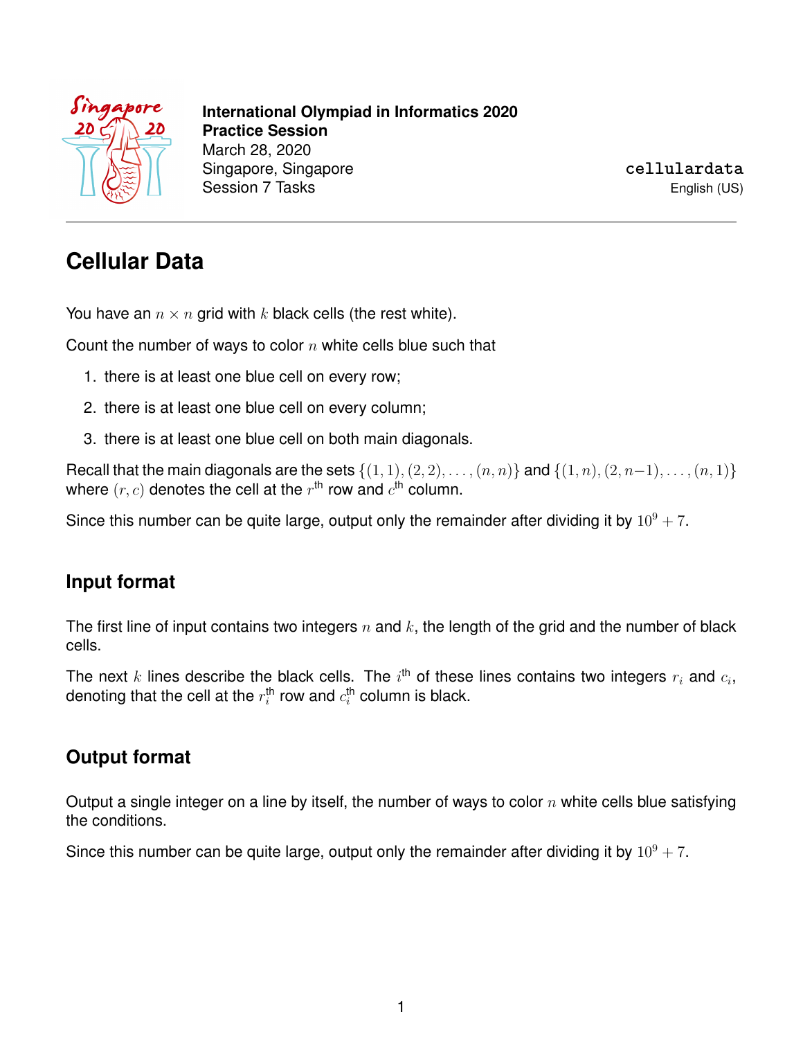International Olympiad in Informatics 2020
**Practice Session**
March 28, 2020
Singapore, Singapore
Session 7 Tasks

`cellulardata`
English (US)

# Cellular Data

You have an $n \times n$ grid with $k$ black cells (the rest white).

Count the number of ways to color $n$ white cells blue such that

1. there is at least one blue cell on every row;
2. there is at least one blue cell on every column;
3. there is at least one blue cell on both main diagonals.

Recall that the main diagonals are the sets $\{(1,1),(2,2),\ldots,(n,n)\}$ and $\{(1,n),(2,n-1),\ldots,(n,1)\}$ where $(r,c)$ denotes the cell at the $r^{\text{th}}$ row and $c^{\text{th}}$ column.

Since this number can be quite large, output only the remainder after dividing it by $10^9+7$.

## Input format

The first line of input contains two integers $n$ and $k$, the length of the grid and the number of black cells.

The next $k$ lines describe the black cells. The $i^{\text{th}}$ of these lines contains two integers $r_i$ and $c_i$, denoting that the cell at the $r_i^{\text{th}}$ row and $c_i^{\text{th}}$ column is black.

## Output format

Output a single integer on a line by itself, the number of ways to color $n$ white cells blue satisfying the conditions.

Since this number can be quite large, output only the remainder after dividing it by $10^9+7$.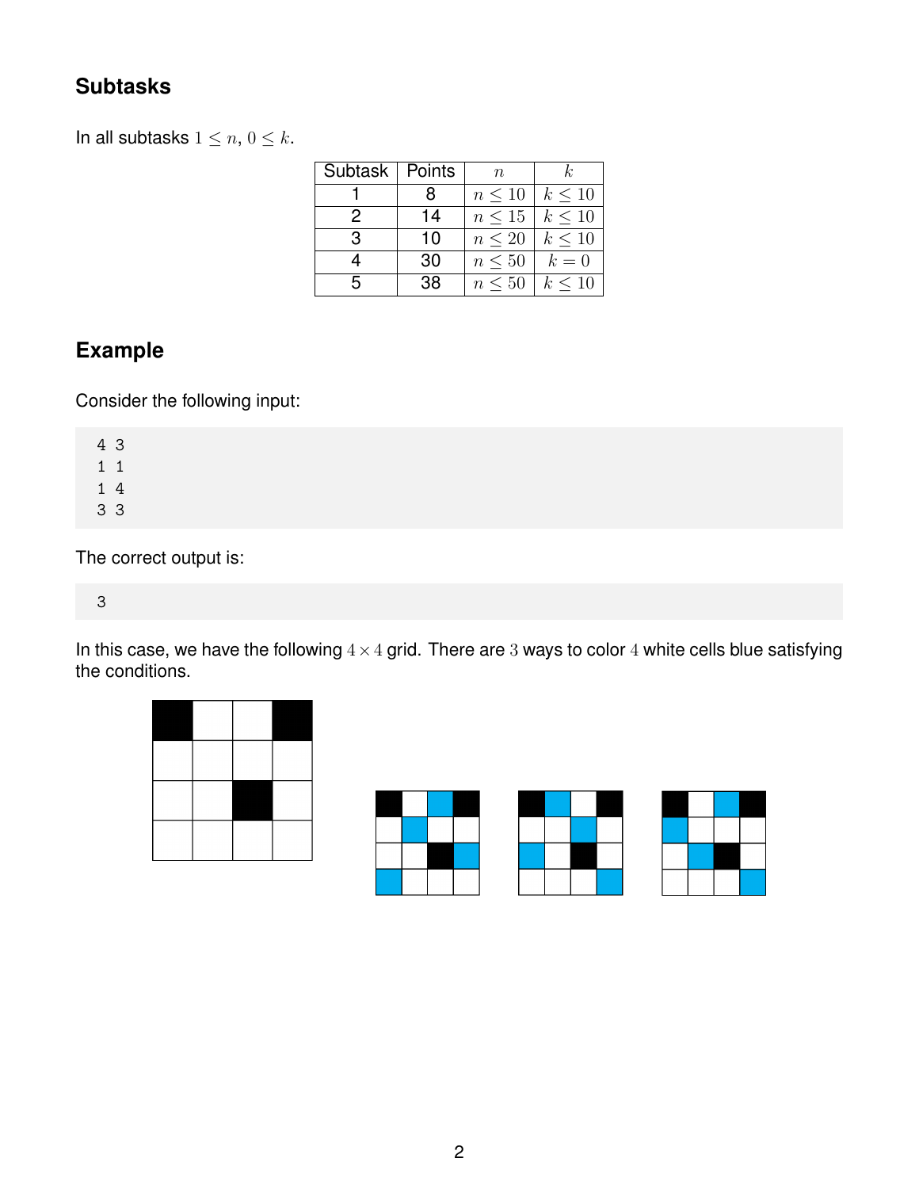## Subtasks

In all subtasks $1 \leq n$, $0 \leq k$.

| Subtask | Points | $n$ | $k$ |
|---|---|---|---|
| 1 | 8 | $n \leq 10$ | $k \leq 10$ |
| 2 | 14 | $n \leq 15$ | $k \leq 10$ |
| 3 | 10 | $n \leq 20$ | $k \leq 10$ |
| 4 | 30 | $n \leq 50$ | $k = 0$ |
| 5 | 38 | $n \leq 50$ | $k \leq 10$ |

## Example

Consider the following input:

```
4 3
1 1
1 4
3 3
```

The correct output is:

```
3
```

In this case, we have the following $4 \times 4$ grid. There are $3$ ways to color $4$ white cells blue satisfying the conditions.